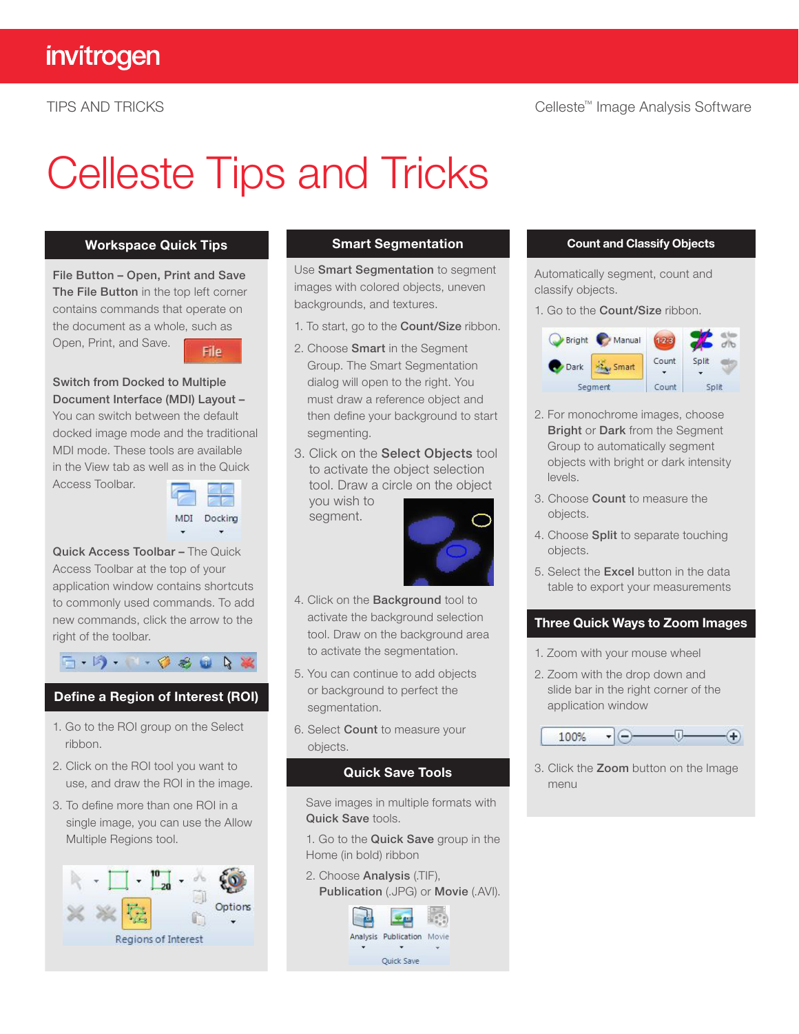# Celleste Tips and Tricks

## Workspace Quick Tips

**File Button – Open, Print and Save**
**The File Button** in the top left corner contains commands that operate on the document as a whole, such as Open, Print, and Save.

**Switch from Docked to Multiple Document Interface (MDI) Layout –** You can switch between the default docked image mode and the traditional MDI mode. These tools are available in the View tab as well as in the Quick Access Toolbar.

**Quick Access Toolbar –** The Quick Access Toolbar at the top of your application window contains shortcuts to commonly used commands. To add new commands, click the arrow to the right of the toolbar.

## Define a Region of Interest (ROI)

1. Go to the ROI group on the Select ribbon.
2. Click on the ROI tool you want to use, and draw the ROI in the image.
3. To define more than one ROI in a single image, you can use the Allow Multiple Regions tool.

## Smart Segmentation

Use **Smart Segmentation** to segment images with colored objects, uneven backgrounds, and textures.

1. To start, go to the **Count/Size** ribbon.
2. Choose **Smart** in the Segment Group. The Smart Segmentation dialog will open to the right. You must draw a reference object and then define your background to start segmenting.
3. Click on the **Select Objects** tool to activate the object selection tool. Draw a circle on the object you wish to segment.
4. Click on the **Background** tool to activate the background selection tool. Draw on the background area to activate the segmentation.
5. You can continue to add objects or background to perfect the segmentation.
6. Select **Count** to measure your objects.

## Quick Save Tools

Save images in multiple formats with **Quick Save** tools.

1. Go to the **Quick Save** group in the Home (in bold) ribbon
2. Choose **Analysis** (.TIF), **Publication** (.JPG) or **Movie** (.AVI).

## Count and Classify Objects

Automatically segment, count and classify objects.

1. Go to the **Count/Size** ribbon.
2. For monochrome images, choose **Bright** or **Dark** from the Segment Group to automatically segment objects with bright or dark intensity levels.
3. Choose **Count** to measure the objects.
4. Choose **Split** to separate touching objects.
5. Select the **Excel** button in the data table to export your measurements

## Three Quick Ways to Zoom Images

1. Zoom with your mouse wheel
2. Zoom with the drop down and slide bar in the right corner of the application window
3. Click the **Zoom** button on the Image menu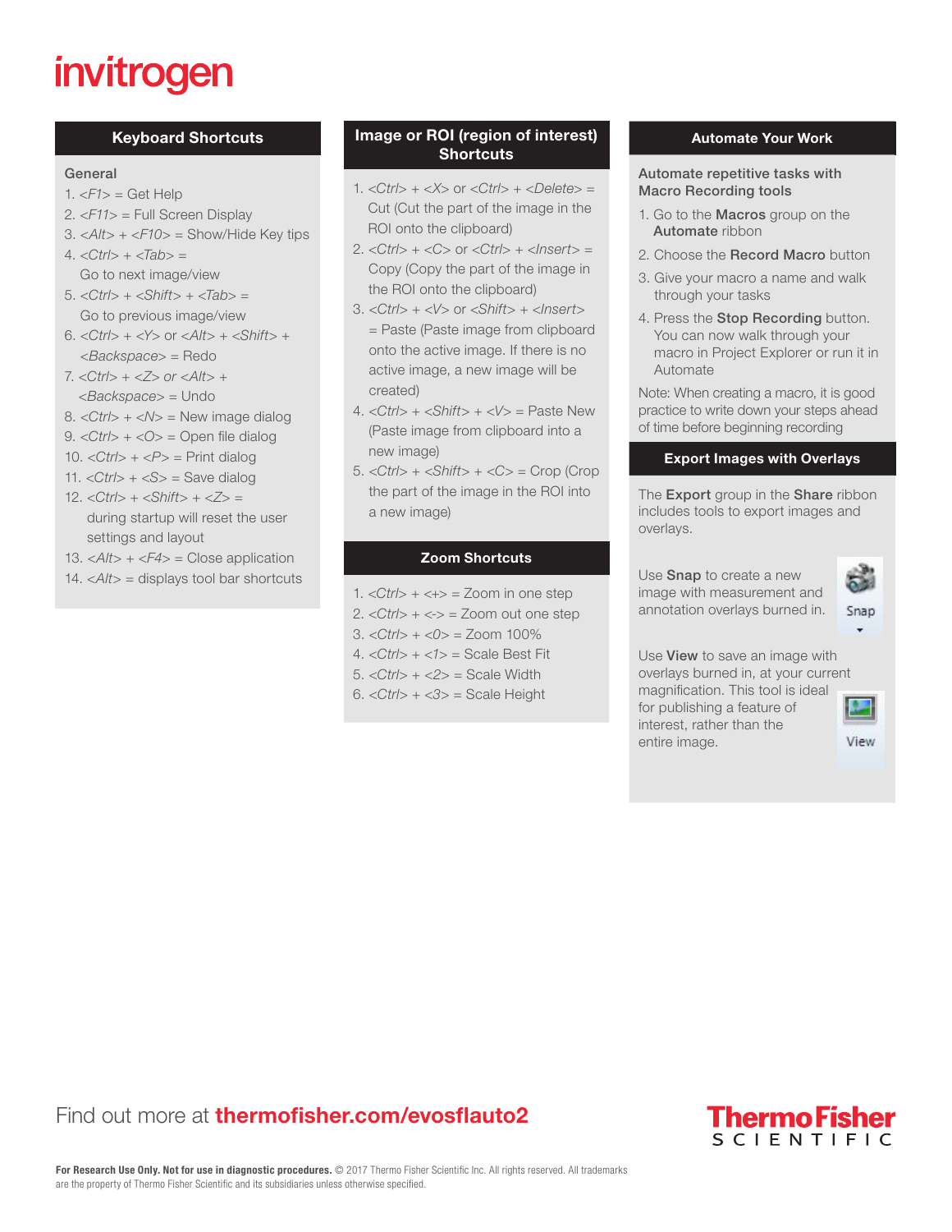invitrogen

## Keyboard Shortcuts

### General

1. *<F1>* = Get Help
2. *<F11>* = Full Screen Display
3. *<Alt>* + *<F10>* = Show/Hide Key tips
4. *<Ctrl>* + *<Tab>* = Go to next image/view
5. *<Ctrl>* + *<Shift>* + *<Tab>* = Go to previous image/view
6. *<Ctrl>* + *<Y>* or *<Alt>* + *<Shift>* + *<Backspace>* = Redo
7. *<Ctrl>* + *<Z> or <Alt>* + *<Backspace>* = Undo
8. *<Ctrl>* + *<N>* = New image dialog
9. *<Ctrl>* + *<O>* = Open file dialog
10. *<Ctrl>* + *<P>* = Print dialog
11. *<Ctrl>* + *<S>* = Save dialog
12. *<Ctrl>* + *<Shift>* + *<Z>* = during startup will reset the user settings and layout
13. *<Alt>* + *<F4>* = Close application
14. *<Alt>* = displays tool bar shortcuts

## Image or ROI (region of interest) Shortcuts

1. *<Ctrl>* + *<X>* or *<Ctrl>* + *<Delete>* = Cut (Cut the part of the image in the ROI onto the clipboard)
2. *<Ctrl>* + *<C>* or *<Ctrl>* + *<Insert>* = Copy (Copy the part of the image in the ROI onto the clipboard)
3. *<Ctrl>* + *<V>* or *<Shift>* + *<Insert>* = Paste (Paste image from clipboard onto the active image. If there is no active image, a new image will be created)
4. *<Ctrl>* + *<Shift>* + *<V>* = Paste New (Paste image from clipboard into a new image)
5. *<Ctrl>* + *<Shift>* + *<C>* = Crop (Crop the part of the image in the ROI into a new image)

## Zoom Shortcuts

1. *<Ctrl>* + *<+>* = Zoom in one step
2. *<Ctrl>* + *<->* = Zoom out one step
3. *<Ctrl>* + *<0>* = Zoom 100%
4. *<Ctrl>* + *<1>* = Scale Best Fit
5. *<Ctrl>* + *<2>* = Scale Width
6. *<Ctrl>* + *<3>* = Scale Height

## Automate Your Work

### Automate repetitive tasks with Macro Recording tools

1. Go to the **Macros** group on the **Automate** ribbon
2. Choose the **Record Macro** button
3. Give your macro a name and walk through your tasks
4. Press the **Stop Recording** button. You can now walk through your macro in Project Explorer or run it in Automate

Note: When creating a macro, it is good practice to write down your steps ahead of time before beginning recording

## Export Images with Overlays

The **Export** group in the **Share** ribbon includes tools to export images and overlays.

Use **Snap** to create a new image with measurement and annotation overlays burned in.

Snap

Use **View** to save an image with overlays burned in, at your current magnification. This tool is ideal for publishing a feature of interest, rather than the entire image.

View

Find out more at **thermofisher.com/evosflauto2**

ThermoFisher SCIENTIFIC

**For Research Use Only. Not for use in diagnostic procedures.** © 2017 Thermo Fisher Scientific Inc. All rights reserved. All trademarks are the property of Thermo Fisher Scientific and its subsidiaries unless otherwise specified.